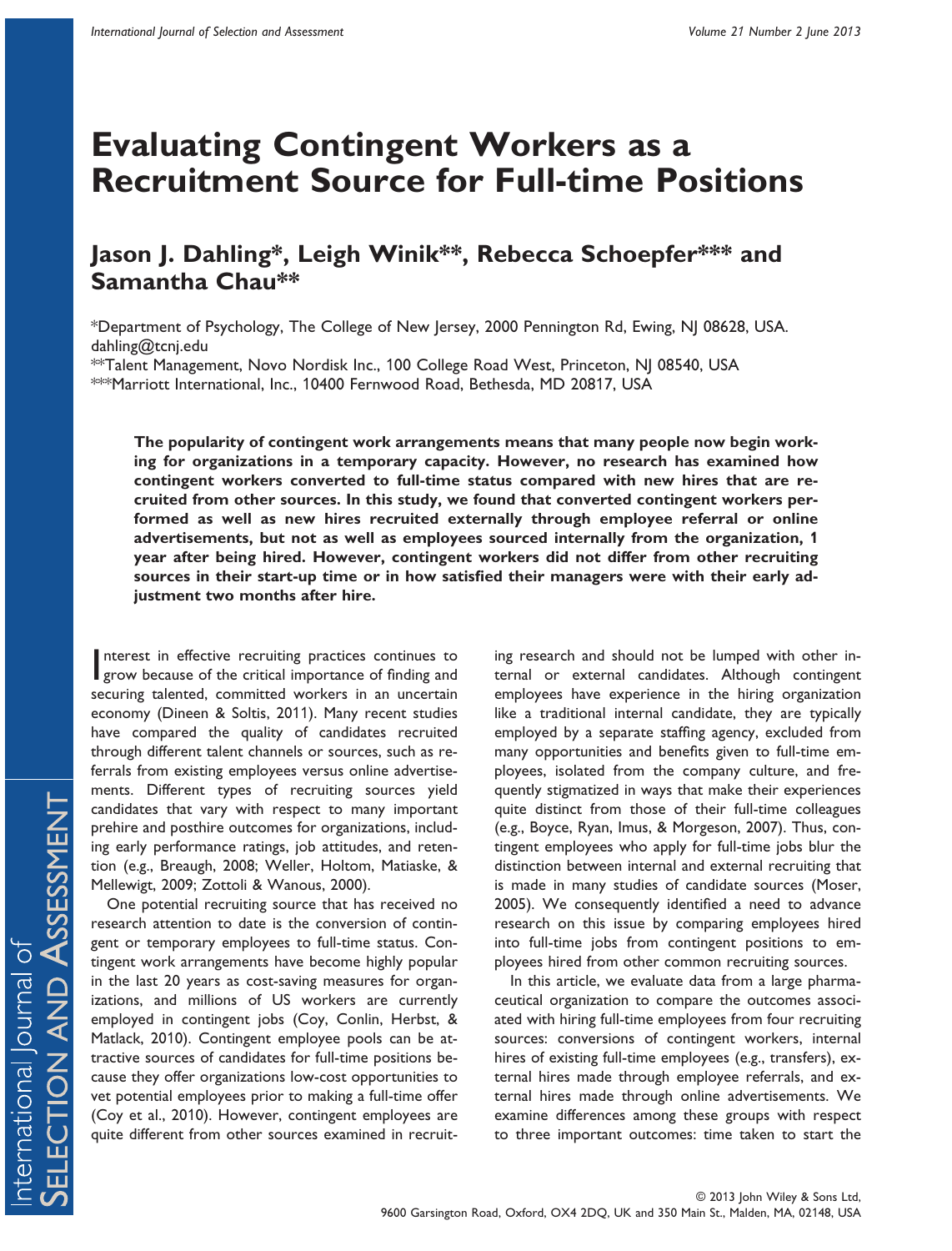# Evaluating Contingent Workers as a Recruitment Source for Full-time Positions

## Jason J. Dahling*, Leigh Winik**, Rebecca Schoepfer*** and Samantha Chau**

*Department of Psychology, The College of New Jersey, 2000 Pennington Rd, Ewing, NJ 08628, USA. dahling@tcnj.edu

**Talent Management, Novo Nordisk Inc., 100 College Road West, Princeton, NJ 08540, USA

***Marriott International, Inc., 10400 Fernwood Road, Bethesda, MD 20817, USA

**The popularity of contingent work arrangements means that many people now begin working for organizations in a temporary capacity. However, no research has examined how contingent workers converted to full-time status compared with new hires that are recruited from other sources. In this study, we found that converted contingent workers performed as well as new hires recruited externally through employee referral or online advertisements, but not as well as employees sourced internally from the organization, 1 year after being hired. However, contingent workers did not differ from other recruiting sources in their start-up time or in how satisfied their managers were with their early adjustment two months after hire.**

Interest in effective recruiting practices continues to grow because of the critical importance of finding and securing talented, committed workers in an uncertain economy (Dineen & Soltis, 2011). Many recent studies have compared the quality of candidates recruited through different talent channels or sources, such as referrals from existing employees versus online advertisements. Different types of recruiting sources yield candidates that vary with respect to many important prehire and posthire outcomes for organizations, including early performance ratings, job attitudes, and retention (e.g., Breaugh, 2008; Weller, Holtom, Matiaske, & Mellewigt, 2009; Zottoli & Wanous, 2000).

One potential recruiting source that has received no research attention to date is the conversion of contingent or temporary employees to full-time status. Contingent work arrangements have become highly popular in the last 20 years as cost-saving measures for organizations, and millions of US workers are currently employed in contingent jobs (Coy, Conlin, Herbst, & Matlack, 2010). Contingent employee pools can be attractive sources of candidates for full-time positions because they offer organizations low-cost opportunities to vet potential employees prior to making a full-time offer (Coy et al., 2010). However, contingent employees are quite different from other sources examined in recruiting research and should not be lumped with other internal or external candidates. Although contingent employees have experience in the hiring organization like a traditional internal candidate, they are typically employed by a separate staffing agency, excluded from many opportunities and benefits given to full-time employees, isolated from the company culture, and frequently stigmatized in ways that make their experiences quite distinct from those of their full-time colleagues (e.g., Boyce, Ryan, Imus, & Morgeson, 2007). Thus, contingent employees who apply for full-time jobs blur the distinction between internal and external recruiting that is made in many studies of candidate sources (Moser, 2005). We consequently identified a need to advance research on this issue by comparing employees hired into full-time jobs from contingent positions to employees hired from other common recruiting sources.

In this article, we evaluate data from a large pharmaceutical organization to compare the outcomes associated with hiring full-time employees from four recruiting sources: conversions of contingent workers, internal hires of existing full-time employees (e.g., transfers), external hires made through employee referrals, and external hires made through online advertisements. We examine differences among these groups with respect to three important outcomes: time taken to start the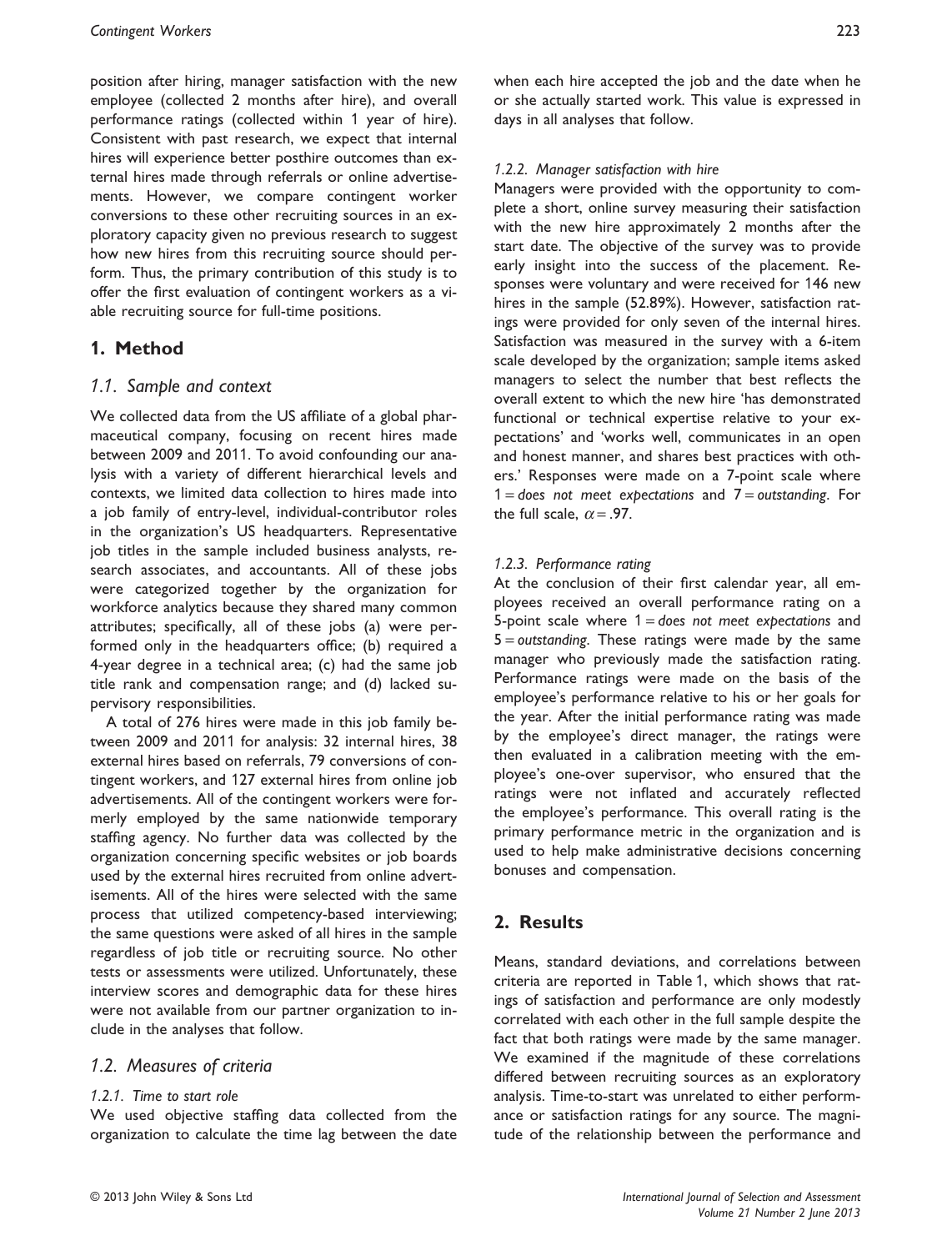position after hiring, manager satisfaction with the new employee (collected 2 months after hire), and overall performance ratings (collected within 1 year of hire). Consistent with past research, we expect that internal hires will experience better posthire outcomes than external hires made through referrals or online advertisements. However, we compare contingent worker conversions to these other recruiting sources in an exploratory capacity given no previous research to suggest how new hires from this recruiting source should perform. Thus, the primary contribution of this study is to offer the first evaluation of contingent workers as a viable recruiting source for full-time positions.

# 1. Method

## 1.1. Sample and context

We collected data from the US affiliate of a global pharmaceutical company, focusing on recent hires made between 2009 and 2011. To avoid confounding our analysis with a variety of different hierarchical levels and contexts, we limited data collection to hires made into a job family of entry-level, individual-contributor roles in the organization's US headquarters. Representative job titles in the sample included business analysts, research associates, and accountants. All of these jobs were categorized together by the organization for workforce analytics because they shared many common attributes; specifically, all of these jobs (a) were performed only in the headquarters office; (b) required a 4-year degree in a technical area; (c) had the same job title rank and compensation range; and (d) lacked supervisory responsibilities.

A total of 276 hires were made in this job family between 2009 and 2011 for analysis: 32 internal hires, 38 external hires based on referrals, 79 conversions of contingent workers, and 127 external hires from online job advertisements. All of the contingent workers were formerly employed by the same nationwide temporary staffing agency. No further data was collected by the organization concerning specific websites or job boards used by the external hires recruited from online advertisements. All of the hires were selected with the same process that utilized competency-based interviewing; the same questions were asked of all hires in the sample regardless of job title or recruiting source. No other tests or assessments were utilized. Unfortunately, these interview scores and demographic data for these hires were not available from our partner organization to include in the analyses that follow.

## 1.2. Measures of criteria

### 1.2.1. Time to start role

We used objective staffing data collected from the organization to calculate the time lag between the date when each hire accepted the job and the date when he or she actually started work. This value is expressed in days in all analyses that follow.

### 1.2.2. Manager satisfaction with hire

Managers were provided with the opportunity to complete a short, online survey measuring their satisfaction with the new hire approximately 2 months after the start date. The objective of the survey was to provide early insight into the success of the placement. Responses were voluntary and were received for 146 new hires in the sample (52.89%). However, satisfaction ratings were provided for only seven of the internal hires. Satisfaction was measured in the survey with a 6-item scale developed by the organization; sample items asked managers to select the number that best reflects the overall extent to which the new hire 'has demonstrated functional or technical expertise relative to your expectations' and 'works well, communicates in an open and honest manner, and shares best practices with others.' Responses were made on a 7-point scale where 1 = *does not meet expectations* and 7 = *outstanding*. For the full scale, $\alpha = .97$.

### 1.2.3. Performance rating

At the conclusion of their first calendar year, all employees received an overall performance rating on a 5-point scale where 1 = *does not meet expectations* and 5 = *outstanding*. These ratings were made by the same manager who previously made the satisfaction rating. Performance ratings were made on the basis of the employee's performance relative to his or her goals for the year. After the initial performance rating was made by the employee's direct manager, the ratings were then evaluated in a calibration meeting with the employee's one-over supervisor, who ensured that the ratings were not inflated and accurately reflected the employee's performance. This overall rating is the primary performance metric in the organization and is used to help make administrative decisions concerning bonuses and compensation.

# 2. Results

Means, standard deviations, and correlations between criteria are reported in Table 1, which shows that ratings of satisfaction and performance are only modestly correlated with each other in the full sample despite the fact that both ratings were made by the same manager. We examined if the magnitude of these correlations differed between recruiting sources as an exploratory analysis. Time-to-start was unrelated to either performance or satisfaction ratings for any source. The magnitude of the relationship between the performance and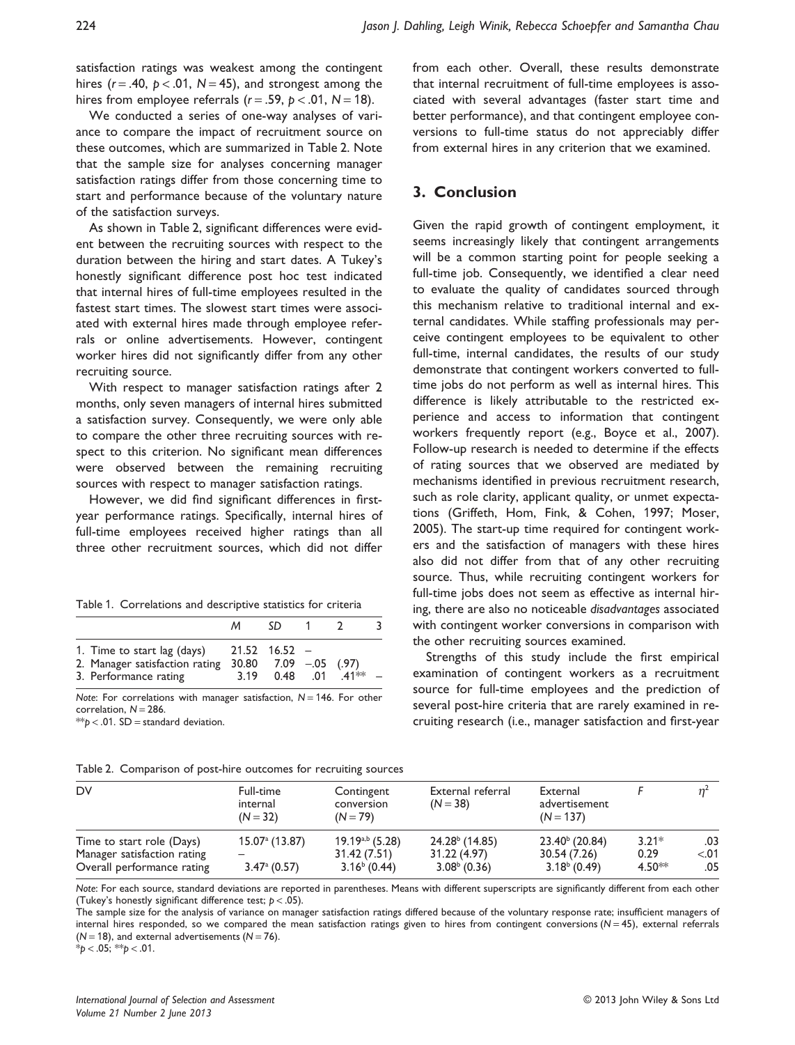satisfaction ratings was weakest among the contingent hires ($r = .40$, $p < .01$, $N = 45$), and strongest among the hires from employee referrals ($r = .59$, $p < .01$, $N = 18$).

We conducted a series of one-way analyses of variance to compare the impact of recruitment source on these outcomes, which are summarized in Table 2. Note that the sample size for analyses concerning manager satisfaction ratings differ from those concerning time to start and performance because of the voluntary nature of the satisfaction surveys.

As shown in Table 2, significant differences were evident between the recruiting sources with respect to the duration between the hiring and start dates. A Tukey's honestly significant difference post hoc test indicated that internal hires of full-time employees resulted in the fastest start times. The slowest start times were associated with external hires made through employee referrals or online advertisements. However, contingent worker hires did not significantly differ from any other recruiting source.

With respect to manager satisfaction ratings after 2 months, only seven managers of internal hires submitted a satisfaction survey. Consequently, we were only able to compare the other three recruiting sources with respect to this criterion. No significant mean differences were observed between the remaining recruiting sources with respect to manager satisfaction ratings.

However, we did find significant differences in first-year performance ratings. Specifically, internal hires of full-time employees received higher ratings than all three other recruitment sources, which did not differ from each other. Overall, these results demonstrate that internal recruitment of full-time employees is associated with several advantages (faster start time and better performance), and that contingent employee conversions to full-time status do not appreciably differ from external hires in any criterion that we examined.

Table 1. Correlations and descriptive statistics for criteria

| | *M* | *SD* | 1 | 2 | 3 |
|---|---|---|---|---|---|
| 1. Time to start lag (days) | 21.52 | 16.52 | – | | |
| 2. Manager satisfaction rating | 30.80 | 7.09 | −.05 | (.97) | |
| 3. Performance rating | 3.19 | 0.48 | .01 | .41** | – |

*Note*: For correlations with manager satisfaction, $N = 146$. For other correlation, $N = 286$.
**$p < .01$. SD = standard deviation.

## 3. Conclusion

Given the rapid growth of contingent employment, it seems increasingly likely that contingent arrangements will be a common starting point for people seeking a full-time job. Consequently, we identified a clear need to evaluate the quality of candidates sourced through this mechanism relative to traditional internal and external candidates. While staffing professionals may perceive contingent employees to be equivalent to other full-time, internal candidates, the results of our study demonstrate that contingent workers converted to full-time jobs do not perform as well as internal hires. This difference is likely attributable to the restricted experience and access to information that contingent workers frequently report (e.g., Boyce et al., 2007). Follow-up research is needed to determine if the effects of rating sources that we observed are mediated by mechanisms identified in previous recruitment research, such as role clarity, applicant quality, or unmet expectations (Griffeth, Hom, Fink, & Cohen, 1997; Moser, 2005). The start-up time required for contingent workers and the satisfaction of managers with these hires also did not differ from that of any other recruiting source. Thus, while recruiting contingent workers for full-time jobs does not seem as effective as internal hiring, there are also no noticeable *disadvantages* associated with contingent worker conversions in comparison with the other recruiting sources examined.

Strengths of this study include the first empirical examination of contingent workers as a recruitment source for full-time employees and the prediction of several post-hire criteria that are rarely examined in recruiting research (i.e., manager satisfaction and first-year

Table 2. Comparison of post-hire outcomes for recruiting sources

| DV | Full-time internal ($N = 32$) | Contingent conversion ($N = 79$) | External referral ($N = 38$) | External advertisement ($N = 137$) | *F* | $\eta^2$ |
|---|---|---|---|---|---|---|
| Time to start role (Days) | 15.07[a] (13.87) | 19.19[a,b] (5.28) | 24.28[b] (14.85) | 23.40[b] (20.84) | 3.21* | .03 |
| Manager satisfaction rating | – | 31.42 (7.51) | 31.22 (4.97) | 30.54 (7.26) | 0.29 | <.01 |
| Overall performance rating | 3.47[a] (0.57) | 3.16[b] (0.44) | 3.08[b] (0.36) | 3.18[b] (0.49) | 4.50** | .05 |

*Note*: For each source, standard deviations are reported in parentheses. Means with different superscripts are significantly different from each other (Tukey's honestly significant difference test; $p < .05$).
The sample size for the analysis of variance on manager satisfaction ratings differed because of the voluntary response rate; insufficient managers of internal hires responded, so we compared the mean satisfaction ratings given to hires from contingent conversions ($N = 45$), external referrals ($N = 18$), and external advertisements ($N = 76$).
*$p < .05$; **$p < .01$.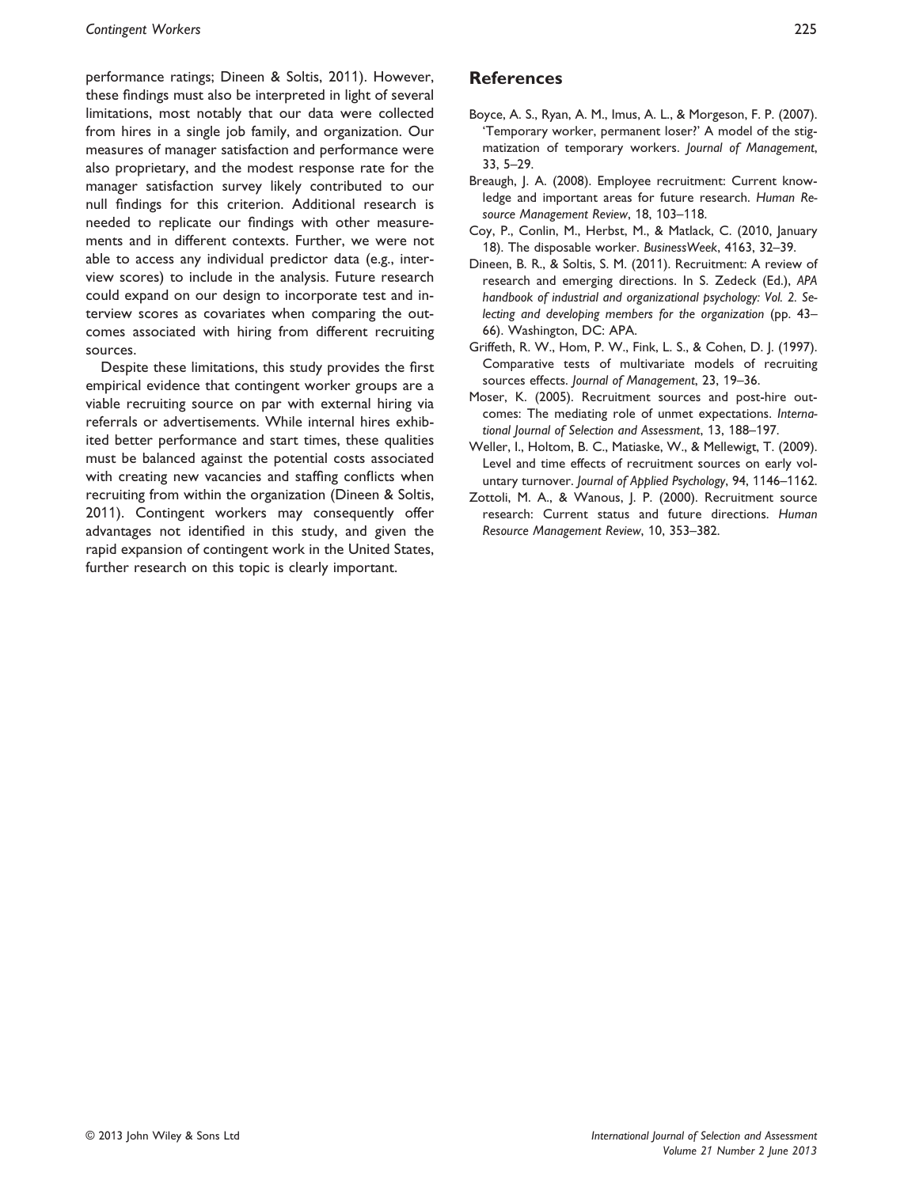performance ratings; Dineen & Soltis, 2011). However, these findings must also be interpreted in light of several limitations, most notably that our data were collected from hires in a single job family, and organization. Our measures of manager satisfaction and performance were also proprietary, and the modest response rate for the manager satisfaction survey likely contributed to our null findings for this criterion. Additional research is needed to replicate our findings with other measurements and in different contexts. Further, we were not able to access any individual predictor data (e.g., interview scores) to include in the analysis. Future research could expand on our design to incorporate test and interview scores as covariates when comparing the outcomes associated with hiring from different recruiting sources.

Despite these limitations, this study provides the first empirical evidence that contingent worker groups are a viable recruiting source on par with external hiring via referrals or advertisements. While internal hires exhibited better performance and start times, these qualities must be balanced against the potential costs associated with creating new vacancies and staffing conflicts when recruiting from within the organization (Dineen & Soltis, 2011). Contingent workers may consequently offer advantages not identified in this study, and given the rapid expansion of contingent work in the United States, further research on this topic is clearly important.

## References

Boyce, A. S., Ryan, A. M., Imus, A. L., & Morgeson, F. P. (2007). 'Temporary worker, permanent loser?' A model of the stigmatization of temporary workers. *Journal of Management*, 33, 5–29.

Breaugh, J. A. (2008). Employee recruitment: Current knowledge and important areas for future research. *Human Resource Management Review*, 18, 103–118.

Coy, P., Conlin, M., Herbst, M., & Matlack, C. (2010, January 18). The disposable worker. *BusinessWeek*, 4163, 32–39.

Dineen, B. R., & Soltis, S. M. (2011). Recruitment: A review of research and emerging directions. In S. Zedeck (Ed.), *APA handbook of industrial and organizational psychology: Vol. 2. Selecting and developing members for the organization* (pp. 43–66). Washington, DC: APA.

Griffeth, R. W., Hom, P. W., Fink, L. S., & Cohen, D. J. (1997). Comparative tests of multivariate models of recruiting sources effects. *Journal of Management*, 23, 19–36.

Moser, K. (2005). Recruitment sources and post-hire outcomes: The mediating role of unmet expectations. *International Journal of Selection and Assessment*, 13, 188–197.

Weller, I., Holtom, B. C., Matiaske, W., & Mellewigt, T. (2009). Level and time effects of recruitment sources on early voluntary turnover. *Journal of Applied Psychology*, 94, 1146–1162.

Zottoli, M. A., & Wanous, J. P. (2000). Recruitment source research: Current status and future directions. *Human Resource Management Review*, 10, 353–382.